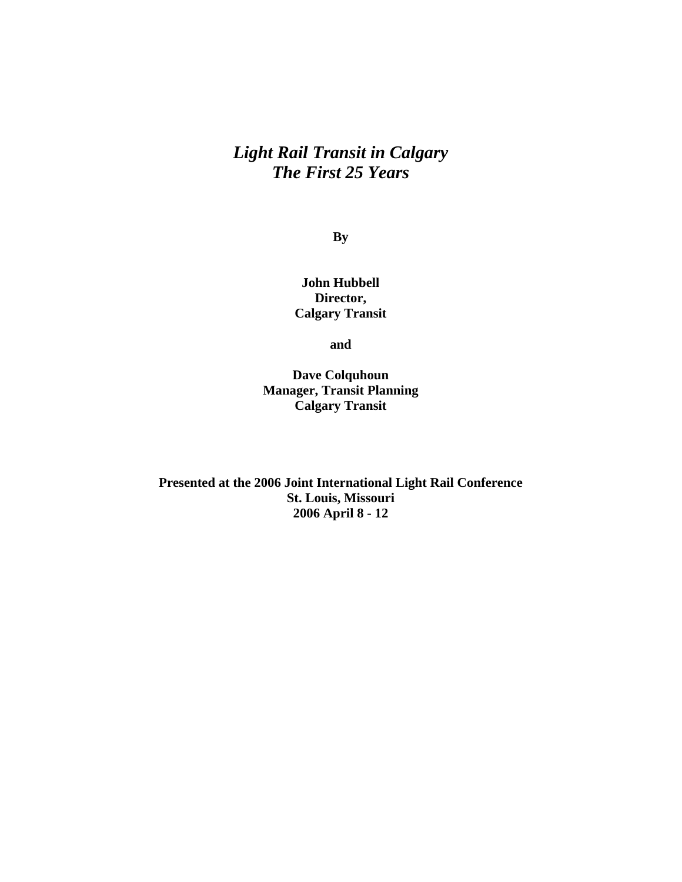# *Light Rail Transit in Calgary*
# *The First 25 Years*

**By**

**John Hubbell**
**Director,**
**Calgary Transit**

**and**

**Dave Colquhoun**
**Manager, Transit Planning**
**Calgary Transit**

**Presented at the 2006 Joint International Light Rail Conference**
**St. Louis, Missouri**
**2006 April 8 - 12**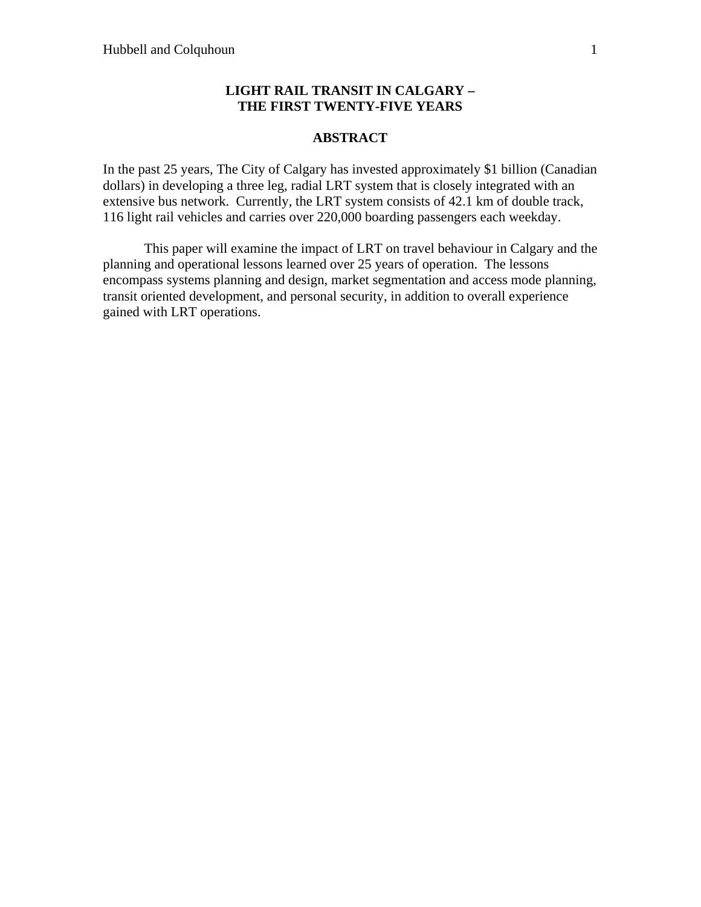**LIGHT RAIL TRANSIT IN CALGARY –**
**THE FIRST TWENTY-FIVE YEARS**

## ABSTRACT

In the past 25 years, The City of Calgary has invested approximately $1 billion (Canadian dollars) in developing a three leg, radial LRT system that is closely integrated with an extensive bus network. Currently, the LRT system consists of 42.1 km of double track, 116 light rail vehicles and carries over 220,000 boarding passengers each weekday.

This paper will examine the impact of LRT on travel behaviour in Calgary and the planning and operational lessons learned over 25 years of operation. The lessons encompass systems planning and design, market segmentation and access mode planning, transit oriented development, and personal security, in addition to overall experience gained with LRT operations.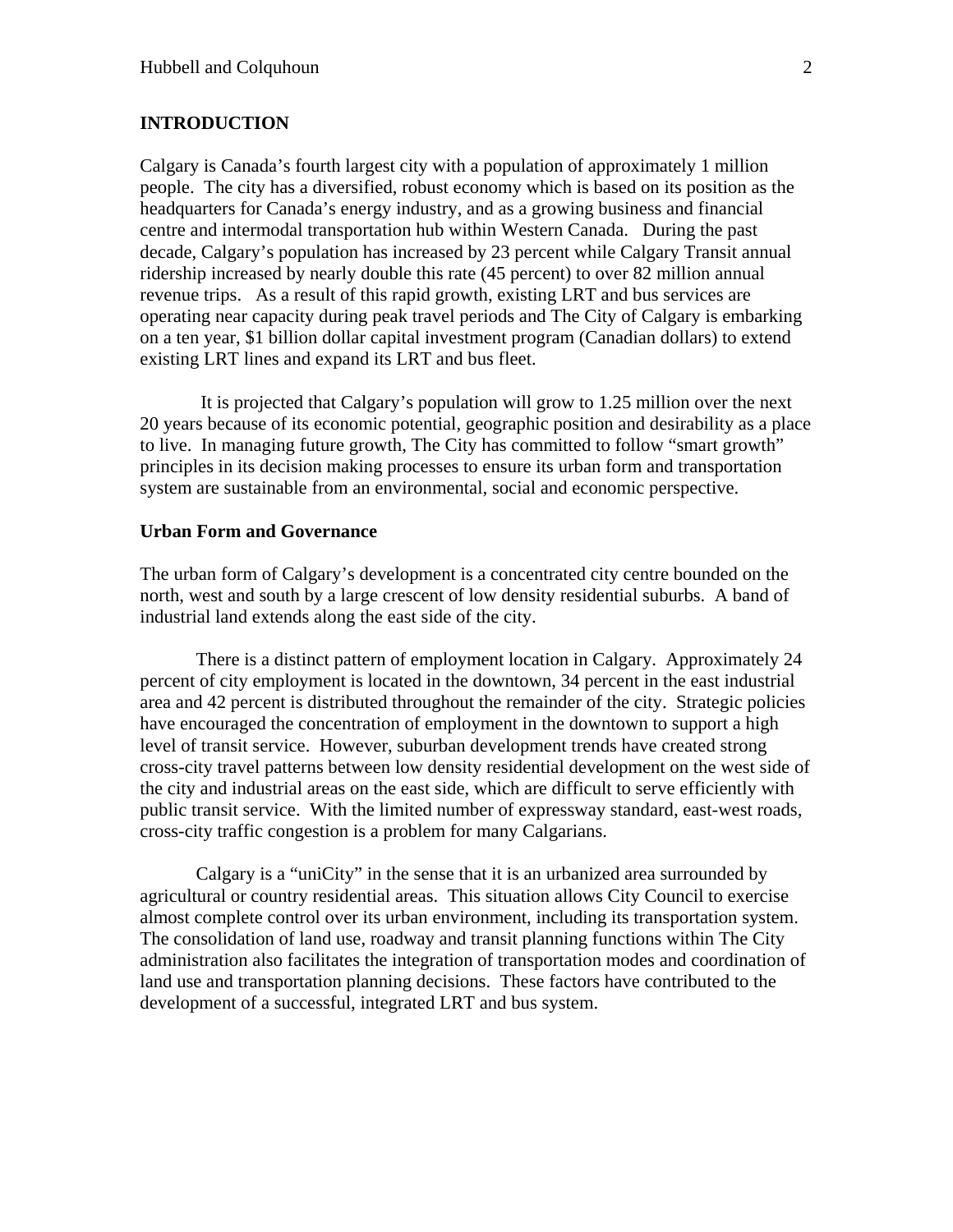## INTRODUCTION

Calgary is Canada's fourth largest city with a population of approximately 1 million people. The city has a diversified, robust economy which is based on its position as the headquarters for Canada's energy industry, and as a growing business and financial centre and intermodal transportation hub within Western Canada. During the past decade, Calgary's population has increased by 23 percent while Calgary Transit annual ridership increased by nearly double this rate (45 percent) to over 82 million annual revenue trips. As a result of this rapid growth, existing LRT and bus services are operating near capacity during peak travel periods and The City of Calgary is embarking on a ten year, $1 billion dollar capital investment program (Canadian dollars) to extend existing LRT lines and expand its LRT and bus fleet.

It is projected that Calgary's population will grow to 1.25 million over the next 20 years because of its economic potential, geographic position and desirability as a place to live. In managing future growth, The City has committed to follow "smart growth" principles in its decision making processes to ensure its urban form and transportation system are sustainable from an environmental, social and economic perspective.

### Urban Form and Governance

The urban form of Calgary's development is a concentrated city centre bounded on the north, west and south by a large crescent of low density residential suburbs. A band of industrial land extends along the east side of the city.

There is a distinct pattern of employment location in Calgary. Approximately 24 percent of city employment is located in the downtown, 34 percent in the east industrial area and 42 percent is distributed throughout the remainder of the city. Strategic policies have encouraged the concentration of employment in the downtown to support a high level of transit service. However, suburban development trends have created strong cross-city travel patterns between low density residential development on the west side of the city and industrial areas on the east side, which are difficult to serve efficiently with public transit service. With the limited number of expressway standard, east-west roads, cross-city traffic congestion is a problem for many Calgarians.

Calgary is a "uniCity" in the sense that it is an urbanized area surrounded by agricultural or country residential areas. This situation allows City Council to exercise almost complete control over its urban environment, including its transportation system. The consolidation of land use, roadway and transit planning functions within The City administration also facilitates the integration of transportation modes and coordination of land use and transportation planning decisions. These factors have contributed to the development of a successful, integrated LRT and bus system.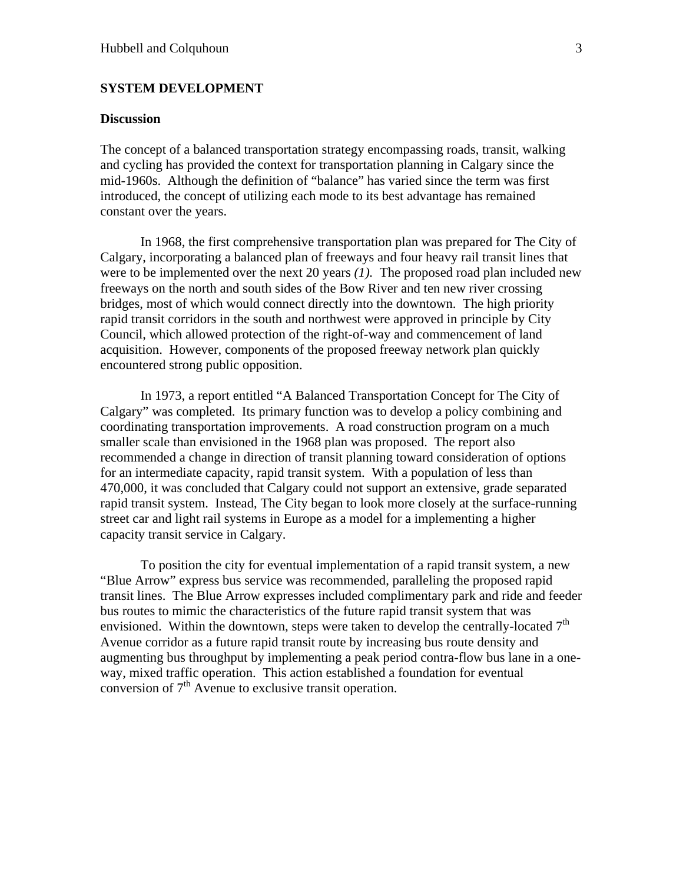## SYSTEM DEVELOPMENT

### Discussion

The concept of a balanced transportation strategy encompassing roads, transit, walking and cycling has provided the context for transportation planning in Calgary since the mid-1960s. Although the definition of "balance" has varied since the term was first introduced, the concept of utilizing each mode to its best advantage has remained constant over the years.

In 1968, the first comprehensive transportation plan was prepared for The City of Calgary, incorporating a balanced plan of freeways and four heavy rail transit lines that were to be implemented over the next 20 years *(1)*. The proposed road plan included new freeways on the north and south sides of the Bow River and ten new river crossing bridges, most of which would connect directly into the downtown. The high priority rapid transit corridors in the south and northwest were approved in principle by City Council, which allowed protection of the right-of-way and commencement of land acquisition. However, components of the proposed freeway network plan quickly encountered strong public opposition.

In 1973, a report entitled "A Balanced Transportation Concept for The City of Calgary" was completed. Its primary function was to develop a policy combining and coordinating transportation improvements. A road construction program on a much smaller scale than envisioned in the 1968 plan was proposed. The report also recommended a change in direction of transit planning toward consideration of options for an intermediate capacity, rapid transit system. With a population of less than 470,000, it was concluded that Calgary could not support an extensive, grade separated rapid transit system. Instead, The City began to look more closely at the surface-running street car and light rail systems in Europe as a model for a implementing a higher capacity transit service in Calgary.

To position the city for eventual implementation of a rapid transit system, a new "Blue Arrow" express bus service was recommended, paralleling the proposed rapid transit lines. The Blue Arrow expresses included complimentary park and ride and feeder bus routes to mimic the characteristics of the future rapid transit system that was envisioned. Within the downtown, steps were taken to develop the centrally-located 7th Avenue corridor as a future rapid transit route by increasing bus route density and augmenting bus throughput by implementing a peak period contra-flow bus lane in a one-way, mixed traffic operation. This action established a foundation for eventual conversion of 7th Avenue to exclusive transit operation.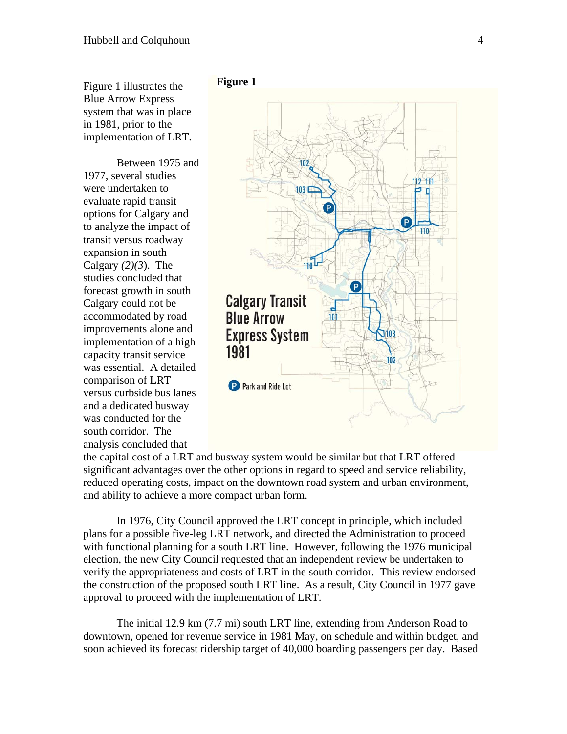Figure 1 illustrates the Blue Arrow Express system that was in place in 1981, prior to the implementation of LRT.

**Figure 1**

Between 1975 and 1977, several studies were undertaken to evaluate rapid transit options for Calgary and to analyze the impact of transit versus roadway expansion in south Calgary *(2)(3)*. The studies concluded that forecast growth in south Calgary could not be accommodated by road improvements alone and implementation of a high capacity transit service was essential. A detailed comparison of LRT versus curbside bus lanes and a dedicated busway was conducted for the south corridor. The analysis concluded that the capital cost of a LRT and busway system would be similar but that LRT offered significant advantages over the other options in regard to speed and service reliability, reduced operating costs, impact on the downtown road system and urban environment, and ability to achieve a more compact urban form.

In 1976, City Council approved the LRT concept in principle, which included plans for a possible five-leg LRT network, and directed the Administration to proceed with functional planning for a south LRT line. However, following the 1976 municipal election, the new City Council requested that an independent review be undertaken to verify the appropriateness and costs of LRT in the south corridor. This review endorsed the construction of the proposed south LRT line. As a result, City Council in 1977 gave approval to proceed with the implementation of LRT.

The initial 12.9 km (7.7 mi) south LRT line, extending from Anderson Road to downtown, opened for revenue service in 1981 May, on schedule and within budget, and soon achieved its forecast ridership target of 40,000 boarding passengers per day. Based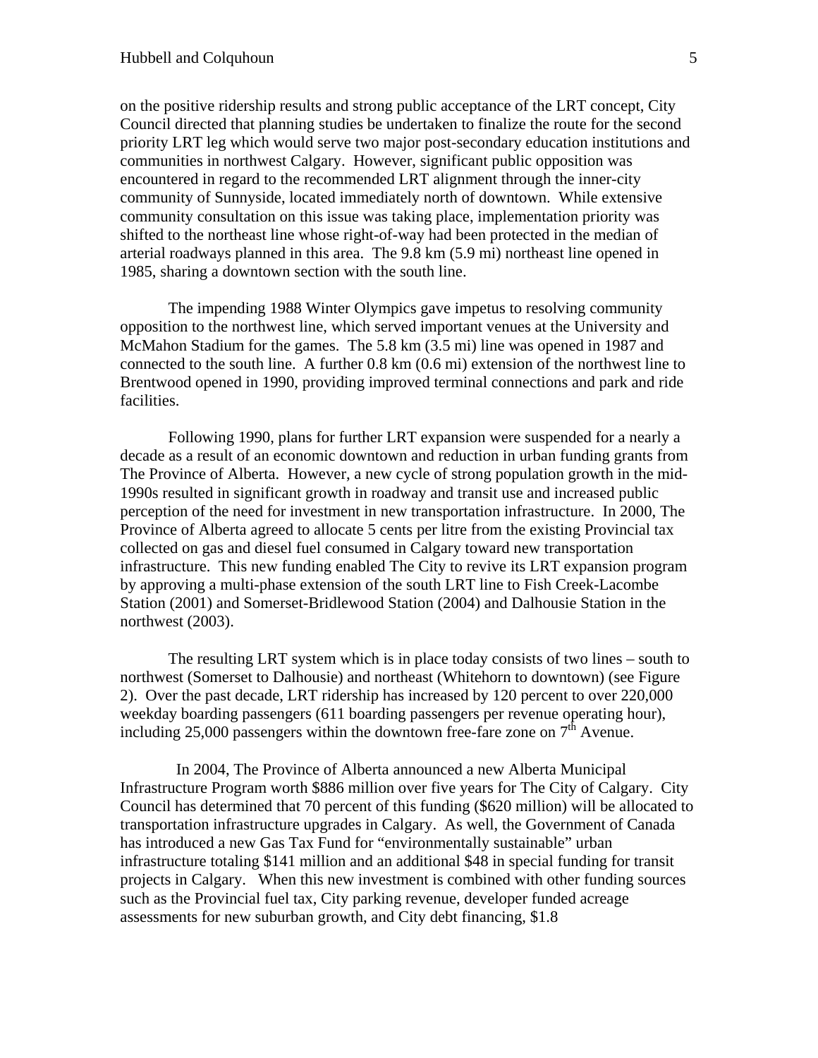on the positive ridership results and strong public acceptance of the LRT concept, City Council directed that planning studies be undertaken to finalize the route for the second priority LRT leg which would serve two major post-secondary education institutions and communities in northwest Calgary. However, significant public opposition was encountered in regard to the recommended LRT alignment through the inner-city community of Sunnyside, located immediately north of downtown. While extensive community consultation on this issue was taking place, implementation priority was shifted to the northeast line whose right-of-way had been protected in the median of arterial roadways planned in this area. The 9.8 km (5.9 mi) northeast line opened in 1985, sharing a downtown section with the south line.

The impending 1988 Winter Olympics gave impetus to resolving community opposition to the northwest line, which served important venues at the University and McMahon Stadium for the games. The 5.8 km (3.5 mi) line was opened in 1987 and connected to the south line. A further 0.8 km (0.6 mi) extension of the northwest line to Brentwood opened in 1990, providing improved terminal connections and park and ride facilities.

Following 1990, plans for further LRT expansion were suspended for a nearly a decade as a result of an economic downtown and reduction in urban funding grants from The Province of Alberta. However, a new cycle of strong population growth in the mid-1990s resulted in significant growth in roadway and transit use and increased public perception of the need for investment in new transportation infrastructure. In 2000, The Province of Alberta agreed to allocate 5 cents per litre from the existing Provincial tax collected on gas and diesel fuel consumed in Calgary toward new transportation infrastructure. This new funding enabled The City to revive its LRT expansion program by approving a multi-phase extension of the south LRT line to Fish Creek-Lacombe Station (2001) and Somerset-Bridlewood Station (2004) and Dalhousie Station in the northwest (2003).

The resulting LRT system which is in place today consists of two lines – south to northwest (Somerset to Dalhousie) and northeast (Whitehorn to downtown) (see Figure 2). Over the past decade, LRT ridership has increased by 120 percent to over 220,000 weekday boarding passengers (611 boarding passengers per revenue operating hour), including 25,000 passengers within the downtown free-fare zone on 7th Avenue.

In 2004, The Province of Alberta announced a new Alberta Municipal Infrastructure Program worth $886 million over five years for The City of Calgary. City Council has determined that 70 percent of this funding ($620 million) will be allocated to transportation infrastructure upgrades in Calgary. As well, the Government of Canada has introduced a new Gas Tax Fund for "environmentally sustainable" urban infrastructure totaling $141 million and an additional $48 in special funding for transit projects in Calgary. When this new investment is combined with other funding sources such as the Provincial fuel tax, City parking revenue, developer funded acreage assessments for new suburban growth, and City debt financing, $1.8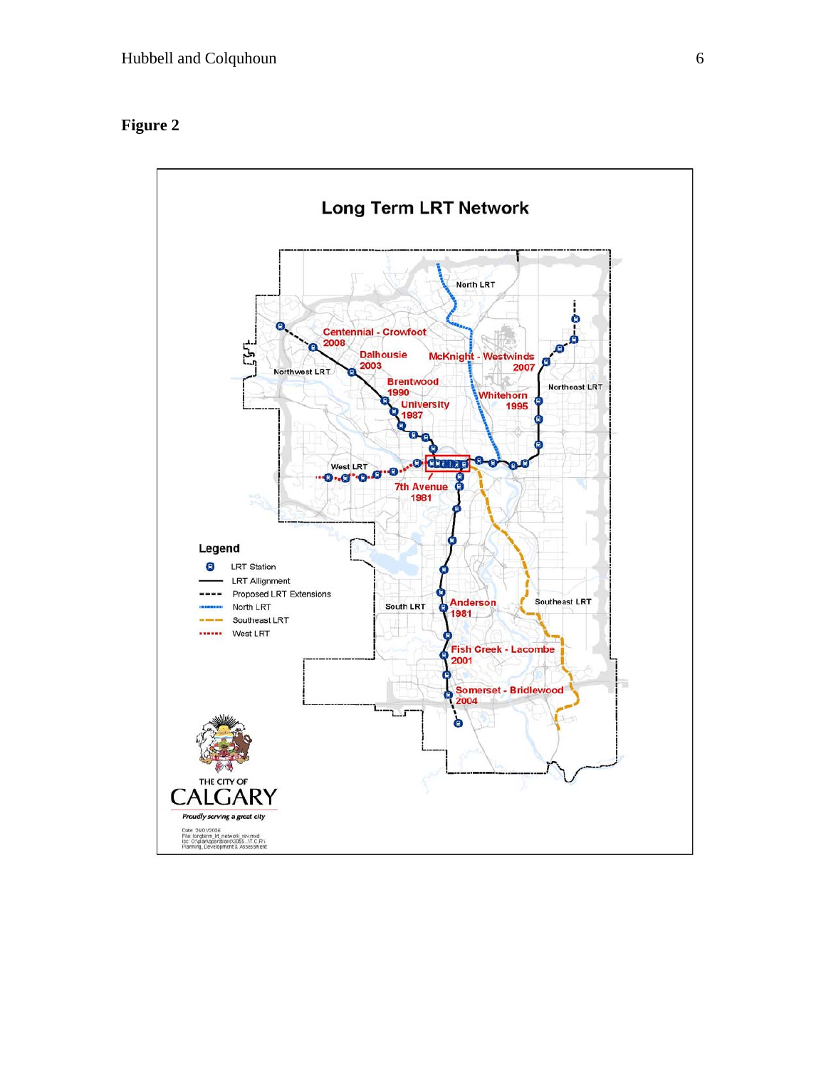**Figure 2**

Long Term LRT Network

North LRT

Centennial - Crowfoot 2008

Dalhousie 2003

McKnight - Westwinds 2007

Northwest LRT

Brentwood 1990

Whitehorn 1995

Northeast LRT

University 1987

West LRT

7th Avenue 1981

Legend

LRT Station

LRT Allignment

Proposed LRT Extensions

North LRT

Southeast LRT

West LRT

South LRT

Anderson 1981

Southeast LRT

Fish Creek - Lacombe 2001

Somerset - Bridlewood 2004

THE CITY OF CALGARY

Proudly serving a great city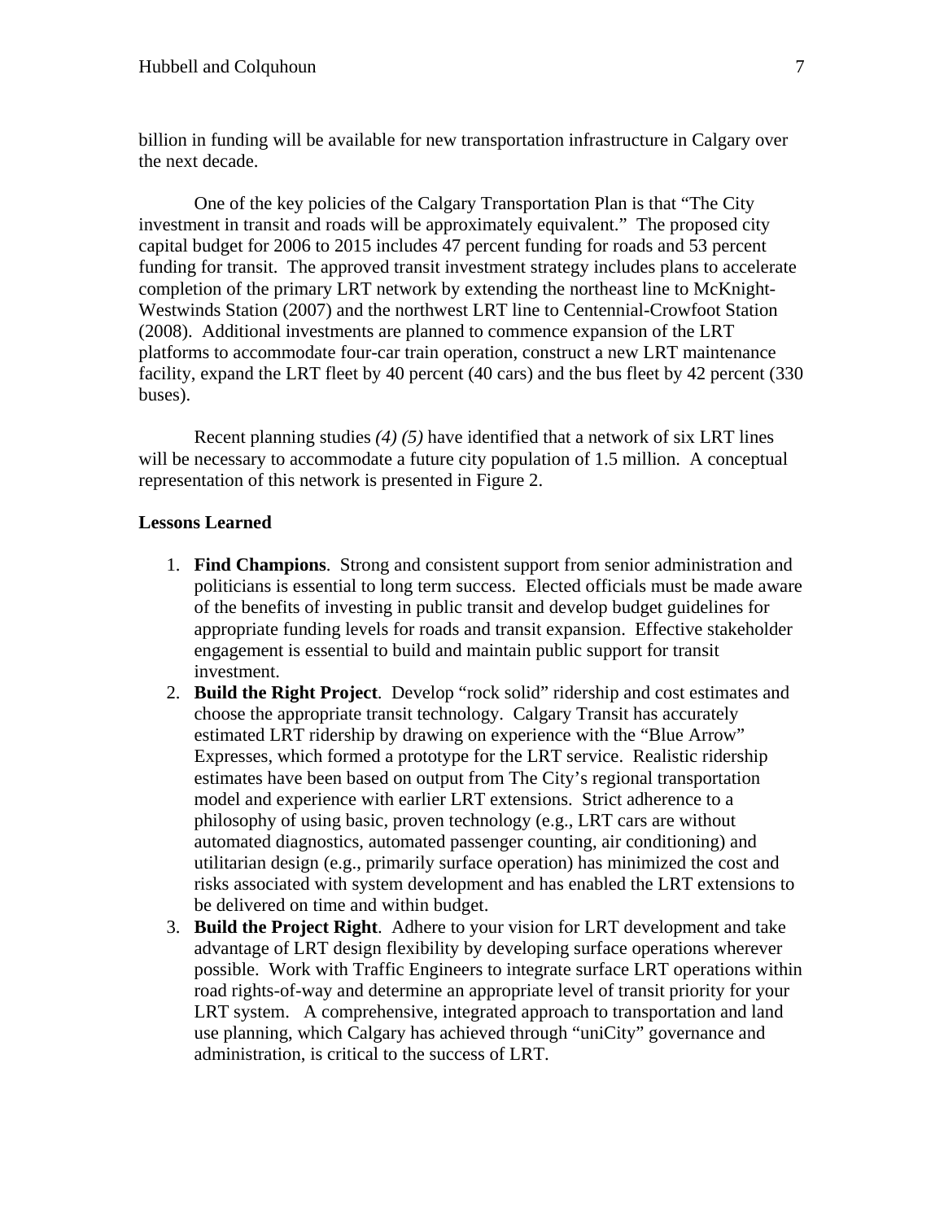billion in funding will be available for new transportation infrastructure in Calgary over the next decade.

One of the key policies of the Calgary Transportation Plan is that "The City investment in transit and roads will be approximately equivalent." The proposed city capital budget for 2006 to 2015 includes 47 percent funding for roads and 53 percent funding for transit. The approved transit investment strategy includes plans to accelerate completion of the primary LRT network by extending the northeast line to McKnight-Westwinds Station (2007) and the northwest LRT line to Centennial-Crowfoot Station (2008). Additional investments are planned to commence expansion of the LRT platforms to accommodate four-car train operation, construct a new LRT maintenance facility, expand the LRT fleet by 40 percent (40 cars) and the bus fleet by 42 percent (330 buses).

Recent planning studies *(4) (5)* have identified that a network of six LRT lines will be necessary to accommodate a future city population of 1.5 million. A conceptual representation of this network is presented in Figure 2.

**Lessons Learned**

1. **Find Champions**. Strong and consistent support from senior administration and politicians is essential to long term success. Elected officials must be made aware of the benefits of investing in public transit and develop budget guidelines for appropriate funding levels for roads and transit expansion. Effective stakeholder engagement is essential to build and maintain public support for transit investment.
2. **Build the Right Project**. Develop "rock solid" ridership and cost estimates and choose the appropriate transit technology. Calgary Transit has accurately estimated LRT ridership by drawing on experience with the "Blue Arrow" Expresses, which formed a prototype for the LRT service. Realistic ridership estimates have been based on output from The City's regional transportation model and experience with earlier LRT extensions. Strict adherence to a philosophy of using basic, proven technology (e.g., LRT cars are without automated diagnostics, automated passenger counting, air conditioning) and utilitarian design (e.g., primarily surface operation) has minimized the cost and risks associated with system development and has enabled the LRT extensions to be delivered on time and within budget.
3. **Build the Project Right**. Adhere to your vision for LRT development and take advantage of LRT design flexibility by developing surface operations wherever possible. Work with Traffic Engineers to integrate surface LRT operations within road rights-of-way and determine an appropriate level of transit priority for your LRT system. A comprehensive, integrated approach to transportation and land use planning, which Calgary has achieved through "uniCity" governance and administration, is critical to the success of LRT.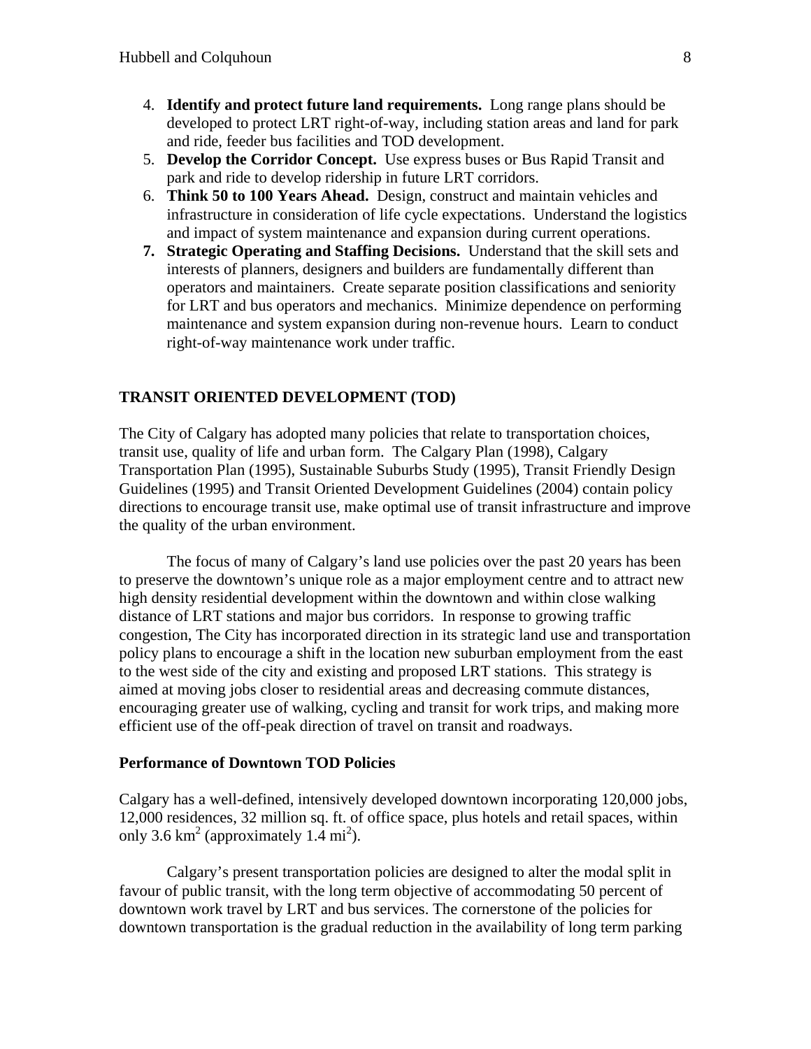4. **Identify and protect future land requirements.** Long range plans should be developed to protect LRT right-of-way, including station areas and land for park and ride, feeder bus facilities and TOD development.
5. **Develop the Corridor Concept.** Use express buses or Bus Rapid Transit and park and ride to develop ridership in future LRT corridors.
6. **Think 50 to 100 Years Ahead.** Design, construct and maintain vehicles and infrastructure in consideration of life cycle expectations. Understand the logistics and impact of system maintenance and expansion during current operations.
7. **Strategic Operating and Staffing Decisions.** Understand that the skill sets and interests of planners, designers and builders are fundamentally different than operators and maintainers. Create separate position classifications and seniority for LRT and bus operators and mechanics. Minimize dependence on performing maintenance and system expansion during non-revenue hours. Learn to conduct right-of-way maintenance work under traffic.

## TRANSIT ORIENTED DEVELOPMENT (TOD)

The City of Calgary has adopted many policies that relate to transportation choices, transit use, quality of life and urban form. The Calgary Plan (1998), Calgary Transportation Plan (1995), Sustainable Suburbs Study (1995), Transit Friendly Design Guidelines (1995) and Transit Oriented Development Guidelines (2004) contain policy directions to encourage transit use, make optimal use of transit infrastructure and improve the quality of the urban environment.

The focus of many of Calgary's land use policies over the past 20 years has been to preserve the downtown's unique role as a major employment centre and to attract new high density residential development within the downtown and within close walking distance of LRT stations and major bus corridors. In response to growing traffic congestion, The City has incorporated direction in its strategic land use and transportation policy plans to encourage a shift in the location new suburban employment from the east to the west side of the city and existing and proposed LRT stations. This strategy is aimed at moving jobs closer to residential areas and decreasing commute distances, encouraging greater use of walking, cycling and transit for work trips, and making more efficient use of the off-peak direction of travel on transit and roadways.

### Performance of Downtown TOD Policies

Calgary has a well-defined, intensively developed downtown incorporating 120,000 jobs, 12,000 residences, 32 million sq. ft. of office space, plus hotels and retail spaces, within only 3.6 $km^2$ (approximately 1.4 $mi^2$).

Calgary's present transportation policies are designed to alter the modal split in favour of public transit, with the long term objective of accommodating 50 percent of downtown work travel by LRT and bus services. The cornerstone of the policies for downtown transportation is the gradual reduction in the availability of long term parking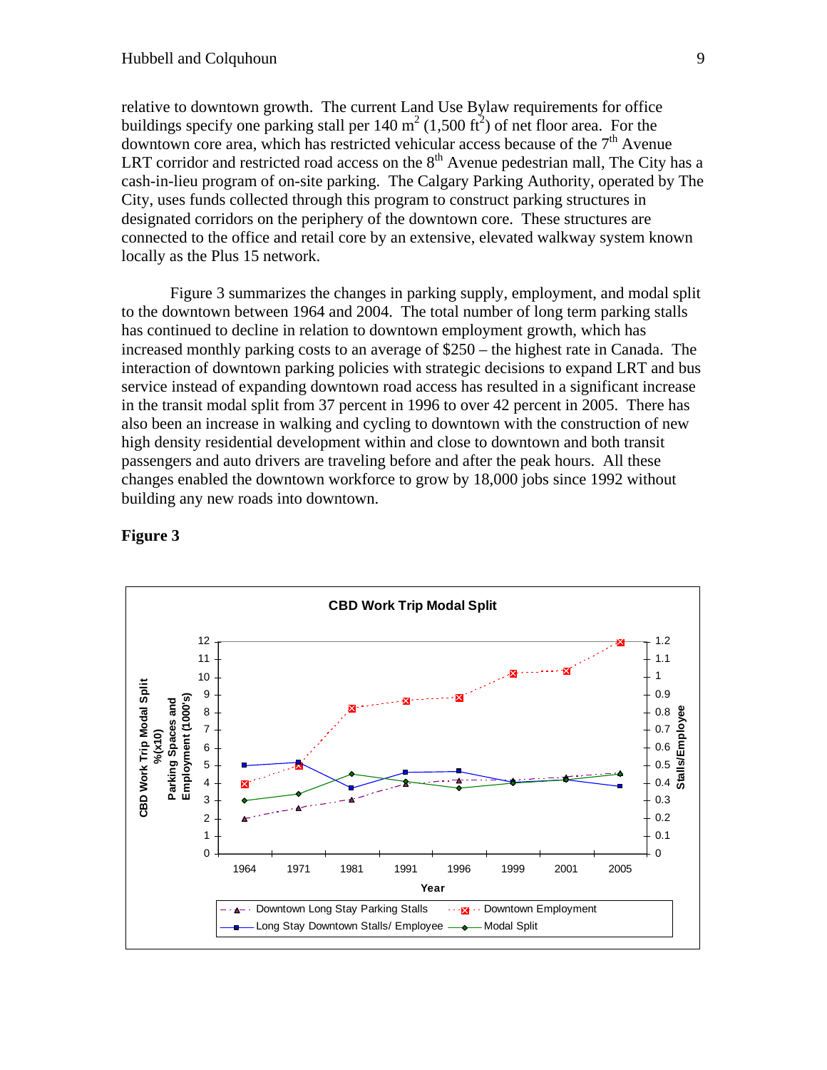relative to downtown growth. The current Land Use Bylaw requirements for office buildings specify one parking stall per 140 $m^2$ (1,500 $ft^2$) of net floor area. For the downtown core area, which has restricted vehicular access because of the 7th Avenue LRT corridor and restricted road access on the 8th Avenue pedestrian mall, The City has a cash-in-lieu program of on-site parking. The Calgary Parking Authority, operated by The City, uses funds collected through this program to construct parking structures in designated corridors on the periphery of the downtown core. These structures are connected to the office and retail core by an extensive, elevated walkway system known locally as the Plus 15 network.

Figure 3 summarizes the changes in parking supply, employment, and modal split to the downtown between 1964 and 2004. The total number of long term parking stalls has continued to decline in relation to downtown employment growth, which has increased monthly parking costs to an average of $250 – the highest rate in Canada. The interaction of downtown parking policies with strategic decisions to expand LRT and bus service instead of expanding downtown road access has resulted in a significant increase in the transit modal split from 37 percent in 1996 to over 42 percent in 2005. There has also been an increase in walking and cycling to downtown with the construction of new high density residential development within and close to downtown and both transit passengers and auto drivers are traveling before and after the peak hours. All these changes enabled the downtown workforce to grow by 18,000 jobs since 1992 without building any new roads into downtown.

**Figure 3**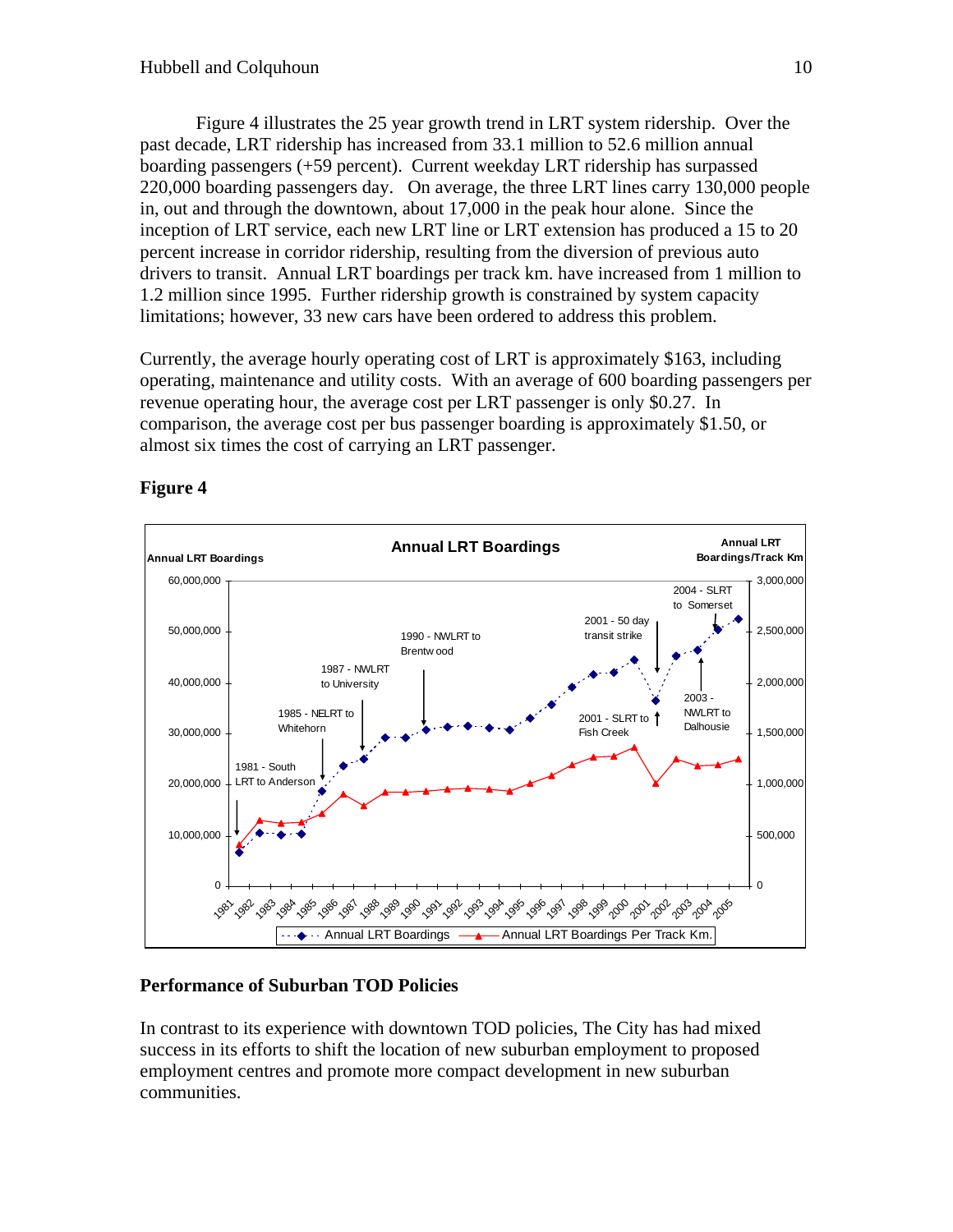Figure 4 illustrates the 25 year growth trend in LRT system ridership. Over the past decade, LRT ridership has increased from 33.1 million to 52.6 million annual boarding passengers (+59 percent). Current weekday LRT ridership has surpassed 220,000 boarding passengers day. On average, the three LRT lines carry 130,000 people in, out and through the downtown, about 17,000 in the peak hour alone. Since the inception of LRT service, each new LRT line or LRT extension has produced a 15 to 20 percent increase in corridor ridership, resulting from the diversion of previous auto drivers to transit. Annual LRT boardings per track km. have increased from 1 million to 1.2 million since 1995. Further ridership growth is constrained by system capacity limitations; however, 33 new cars have been ordered to address this problem.

Currently, the average hourly operating cost of LRT is approximately $163, including operating, maintenance and utility costs. With an average of 600 boarding passengers per revenue operating hour, the average cost per LRT passenger is only $0.27. In comparison, the average cost per bus passenger boarding is approximately $1.50, or almost six times the cost of carrying an LRT passenger.

**Figure 4**

Annual LRT Boardings

Annual LRT Boardings | Annual LRT Boardings/Track Km

1981 - South LRT to Anderson; 1985 - NELRT to Whitehorn; 1987 - NWLRT to University; 1990 - NWLRT to Brentwood; 2001 - 50 day transit strike; 2001 - SLRT to Fish Creek; 2003 - NWLRT to Dalhousie; 2004 - SLRT to Somerset

Annual LRT Boardings — Annual LRT Boardings Per Track Km.

## Performance of Suburban TOD Policies

In contrast to its experience with downtown TOD policies, The City has had mixed success in its efforts to shift the location of new suburban employment to proposed employment centres and promote more compact development in new suburban communities.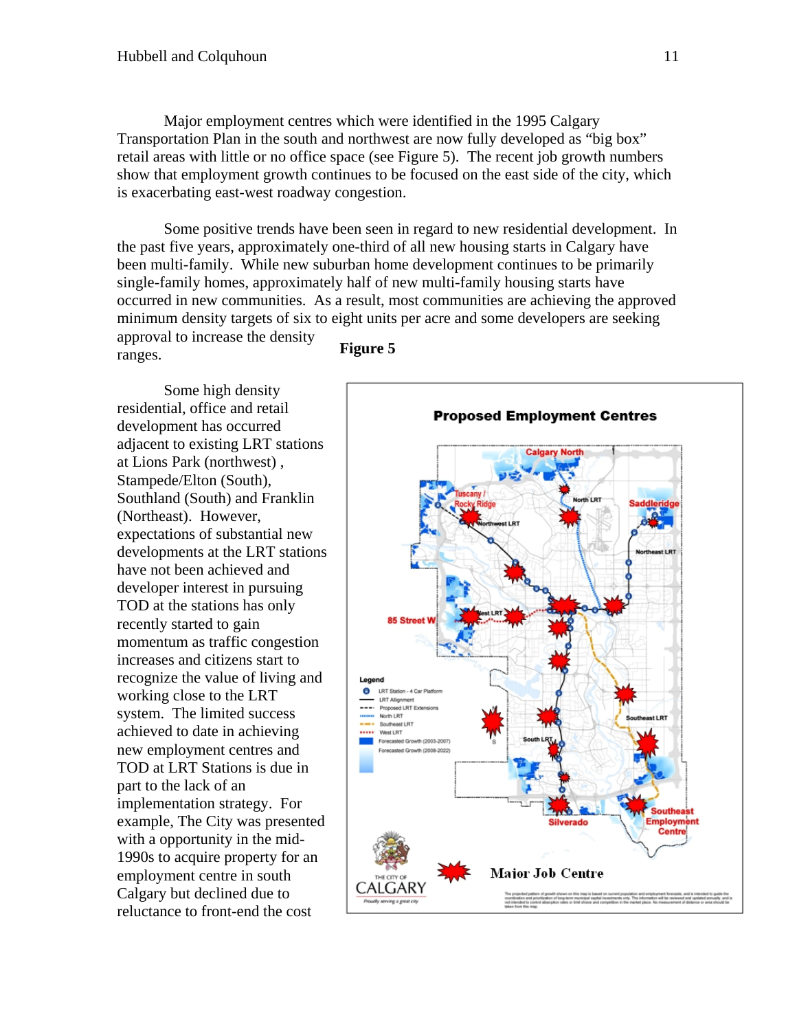Major employment centres which were identified in the 1995 Calgary Transportation Plan in the south and northwest are now fully developed as "big box" retail areas with little or no office space (see Figure 5). The recent job growth numbers show that employment growth continues to be focused on the east side of the city, which is exacerbating east-west roadway congestion.

Some positive trends have been seen in regard to new residential development. In the past five years, approximately one-third of all new housing starts in Calgary have been multi-family. While new suburban home development continues to be primarily single-family homes, approximately half of new multi-family housing starts have occurred in new communities. As a result, most communities are achieving the approved minimum density targets of six to eight units per acre and some developers are seeking approval to increase the density ranges.

**Figure 5**

Some high density residential, office and retail development has occurred adjacent to existing LRT stations at Lions Park (northwest) , Stampede/Elton (South), Southland (South) and Franklin (Northeast). However, expectations of substantial new developments at the LRT stations have not been achieved and developer interest in pursuing TOD at the stations has only recently started to gain momentum as traffic congestion increases and citizens start to recognize the value of living and working close to the LRT system. The limited success achieved to date in achieving new employment centres and TOD at LRT Stations is due in part to the lack of an implementation strategy. For example, The City was presented with a opportunity in the mid-1990s to acquire property for an employment centre in south Calgary but declined due to reluctance to front-end the cost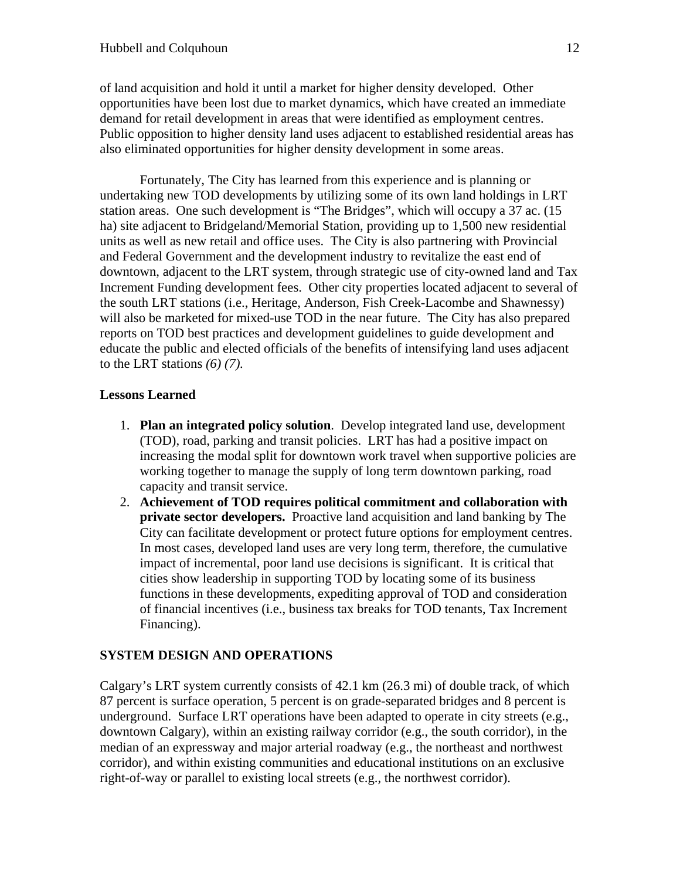of land acquisition and hold it until a market for higher density developed. Other opportunities have been lost due to market dynamics, which have created an immediate demand for retail development in areas that were identified as employment centres. Public opposition to higher density land uses adjacent to established residential areas has also eliminated opportunities for higher density development in some areas.

Fortunately, The City has learned from this experience and is planning or undertaking new TOD developments by utilizing some of its own land holdings in LRT station areas. One such development is "The Bridges", which will occupy a 37 ac. (15 ha) site adjacent to Bridgeland/Memorial Station, providing up to 1,500 new residential units as well as new retail and office uses. The City is also partnering with Provincial and Federal Government and the development industry to revitalize the east end of downtown, adjacent to the LRT system, through strategic use of city-owned land and Tax Increment Funding development fees. Other city properties located adjacent to several of the south LRT stations (i.e., Heritage, Anderson, Fish Creek-Lacombe and Shawnessy) will also be marketed for mixed-use TOD in the near future. The City has also prepared reports on TOD best practices and development guidelines to guide development and educate the public and elected officials of the benefits of intensifying land uses adjacent to the LRT stations *(6) (7).*

**Lessons Learned**

1. **Plan an integrated policy solution**. Develop integrated land use, development (TOD), road, parking and transit policies. LRT has had a positive impact on increasing the modal split for downtown work travel when supportive policies are working together to manage the supply of long term downtown parking, road capacity and transit service.
2. **Achievement of TOD requires political commitment and collaboration with private sector developers.** Proactive land acquisition and land banking by The City can facilitate development or protect future options for employment centres. In most cases, developed land uses are very long term, therefore, the cumulative impact of incremental, poor land use decisions is significant. It is critical that cities show leadership in supporting TOD by locating some of its business functions in these developments, expediting approval of TOD and consideration of financial incentives (i.e., business tax breaks for TOD tenants, Tax Increment Financing).

## SYSTEM DESIGN AND OPERATIONS

Calgary's LRT system currently consists of 42.1 km (26.3 mi) of double track, of which 87 percent is surface operation, 5 percent is on grade-separated bridges and 8 percent is underground. Surface LRT operations have been adapted to operate in city streets (e.g., downtown Calgary), within an existing railway corridor (e.g., the south corridor), in the median of an expressway and major arterial roadway (e.g., the northeast and northwest corridor), and within existing communities and educational institutions on an exclusive right-of-way or parallel to existing local streets (e.g., the northwest corridor).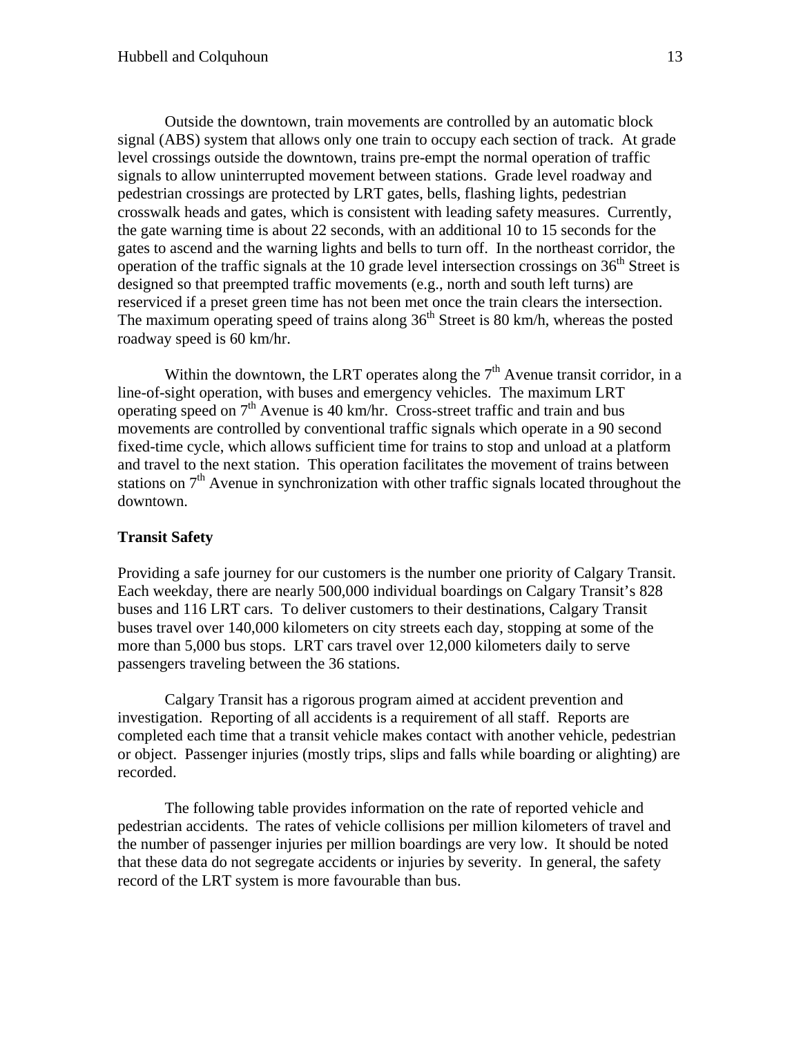Outside the downtown, train movements are controlled by an automatic block signal (ABS) system that allows only one train to occupy each section of track. At grade level crossings outside the downtown, trains pre-empt the normal operation of traffic signals to allow uninterrupted movement between stations. Grade level roadway and pedestrian crossings are protected by LRT gates, bells, flashing lights, pedestrian crosswalk heads and gates, which is consistent with leading safety measures. Currently, the gate warning time is about 22 seconds, with an additional 10 to 15 seconds for the gates to ascend and the warning lights and bells to turn off. In the northeast corridor, the operation of the traffic signals at the 10 grade level intersection crossings on 36th Street is designed so that preempted traffic movements (e.g., north and south left turns) are reserviced if a preset green time has not been met once the train clears the intersection. The maximum operating speed of trains along 36th Street is 80 km/h, whereas the posted roadway speed is 60 km/hr.

Within the downtown, the LRT operates along the 7th Avenue transit corridor, in a line-of-sight operation, with buses and emergency vehicles. The maximum LRT operating speed on 7th Avenue is 40 km/hr. Cross-street traffic and train and bus movements are controlled by conventional traffic signals which operate in a 90 second fixed-time cycle, which allows sufficient time for trains to stop and unload at a platform and travel to the next station. This operation facilitates the movement of trains between stations on 7th Avenue in synchronization with other traffic signals located throughout the downtown.

**Transit Safety**

Providing a safe journey for our customers is the number one priority of Calgary Transit. Each weekday, there are nearly 500,000 individual boardings on Calgary Transit's 828 buses and 116 LRT cars. To deliver customers to their destinations, Calgary Transit buses travel over 140,000 kilometers on city streets each day, stopping at some of the more than 5,000 bus stops. LRT cars travel over 12,000 kilometers daily to serve passengers traveling between the 36 stations.

Calgary Transit has a rigorous program aimed at accident prevention and investigation. Reporting of all accidents is a requirement of all staff. Reports are completed each time that a transit vehicle makes contact with another vehicle, pedestrian or object. Passenger injuries (mostly trips, slips and falls while boarding or alighting) are recorded.

The following table provides information on the rate of reported vehicle and pedestrian accidents. The rates of vehicle collisions per million kilometers of travel and the number of passenger injuries per million boardings are very low. It should be noted that these data do not segregate accidents or injuries by severity. In general, the safety record of the LRT system is more favourable than bus.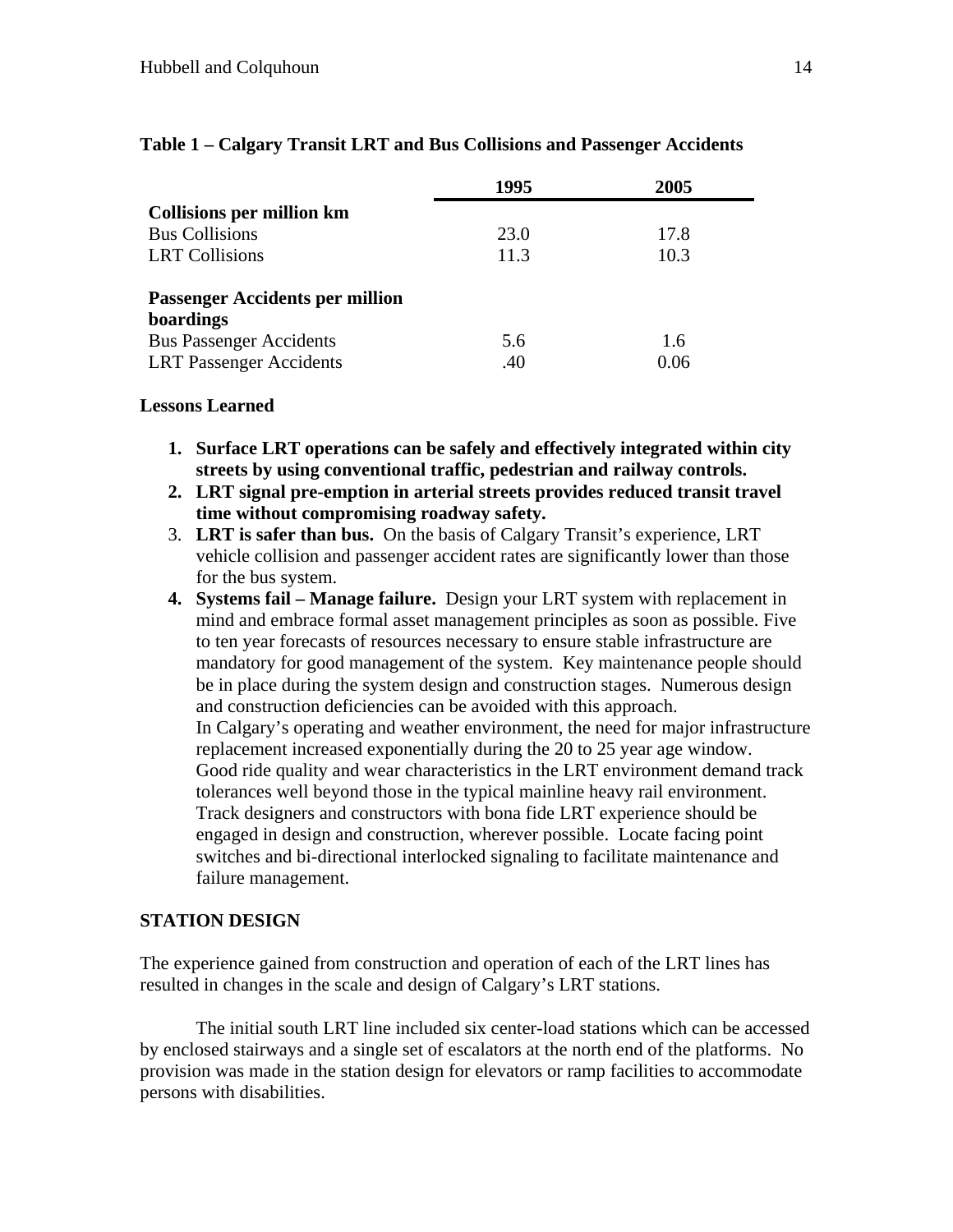**Table 1 – Calgary Transit LRT and Bus Collisions and Passenger Accidents**

| | 1995 | 2005 |
|---|---|---|
| **Collisions per million km** | | |
| Bus Collisions | 23.0 | 17.8 |
| LRT Collisions | 11.3 | 10.3 |
| **Passenger Accidents per million boardings** | | |
| Bus Passenger Accidents | 5.6 | 1.6 |
| LRT Passenger Accidents | .40 | 0.06 |

**Lessons Learned**

1. **Surface LRT operations can be safely and effectively integrated within city streets by using conventional traffic, pedestrian and railway controls.**
2. **LRT signal pre-emption in arterial streets provides reduced transit travel time without compromising roadway safety.**
3. **LRT is safer than bus.** On the basis of Calgary Transit's experience, LRT vehicle collision and passenger accident rates are significantly lower than those for the bus system.
4. **Systems fail – Manage failure.** Design your LRT system with replacement in mind and embrace formal asset management principles as soon as possible. Five to ten year forecasts of resources necessary to ensure stable infrastructure are mandatory for good management of the system. Key maintenance people should be in place during the system design and construction stages. Numerous design and construction deficiencies can be avoided with this approach.
   In Calgary's operating and weather environment, the need for major infrastructure replacement increased exponentially during the 20 to 25 year age window.
   Good ride quality and wear characteristics in the LRT environment demand track tolerances well beyond those in the typical mainline heavy rail environment. Track designers and constructors with bona fide LRT experience should be engaged in design and construction, wherever possible. Locate facing point switches and bi-directional interlocked signaling to facilitate maintenance and failure management.

## STATION DESIGN

The experience gained from construction and operation of each of the LRT lines has resulted in changes in the scale and design of Calgary's LRT stations.

The initial south LRT line included six center-load stations which can be accessed by enclosed stairways and a single set of escalators at the north end of the platforms. No provision was made in the station design for elevators or ramp facilities to accommodate persons with disabilities.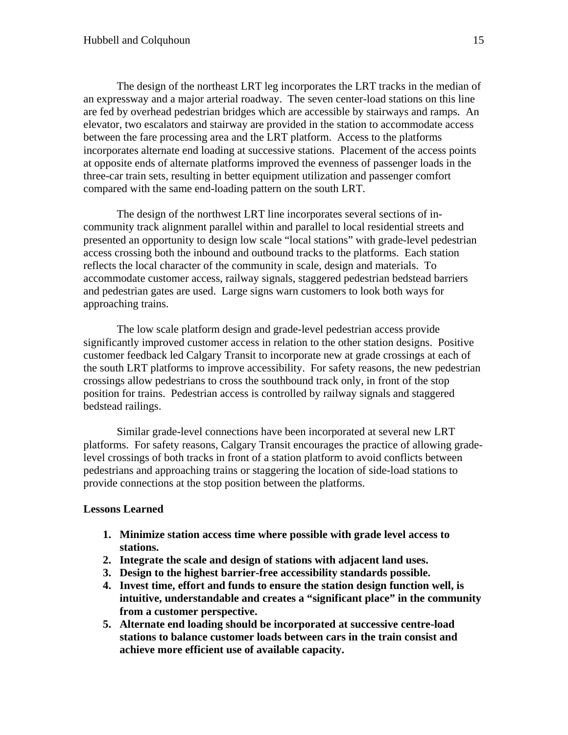The design of the northeast LRT leg incorporates the LRT tracks in the median of an expressway and a major arterial roadway. The seven center-load stations on this line are fed by overhead pedestrian bridges which are accessible by stairways and ramps. An elevator, two escalators and stairway are provided in the station to accommodate access between the fare processing area and the LRT platform. Access to the platforms incorporates alternate end loading at successive stations. Placement of the access points at opposite ends of alternate platforms improved the evenness of passenger loads in the three-car train sets, resulting in better equipment utilization and passenger comfort compared with the same end-loading pattern on the south LRT.

The design of the northwest LRT line incorporates several sections of in-community track alignment parallel within and parallel to local residential streets and presented an opportunity to design low scale "local stations" with grade-level pedestrian access crossing both the inbound and outbound tracks to the platforms. Each station reflects the local character of the community in scale, design and materials. To accommodate customer access, railway signals, staggered pedestrian bedstead barriers and pedestrian gates are used. Large signs warn customers to look both ways for approaching trains.

The low scale platform design and grade-level pedestrian access provide significantly improved customer access in relation to the other station designs. Positive customer feedback led Calgary Transit to incorporate new at grade crossings at each of the south LRT platforms to improve accessibility. For safety reasons, the new pedestrian crossings allow pedestrians to cross the southbound track only, in front of the stop position for trains. Pedestrian access is controlled by railway signals and staggered bedstead railings.

Similar grade-level connections have been incorporated at several new LRT platforms. For safety reasons, Calgary Transit encourages the practice of allowing grade-level crossings of both tracks in front of a station platform to avoid conflicts between pedestrians and approaching trains or staggering the location of side-load stations to provide connections at the stop position between the platforms.

**Lessons Learned**

1. **Minimize station access time where possible with grade level access to stations.**
2. **Integrate the scale and design of stations with adjacent land uses.**
3. **Design to the highest barrier-free accessibility standards possible.**
4. **Invest time, effort and funds to ensure the station design function well, is intuitive, understandable and creates a "significant place" in the community from a customer perspective.**
5. **Alternate end loading should be incorporated at successive centre-load stations to balance customer loads between cars in the train consist and achieve more efficient use of available capacity.**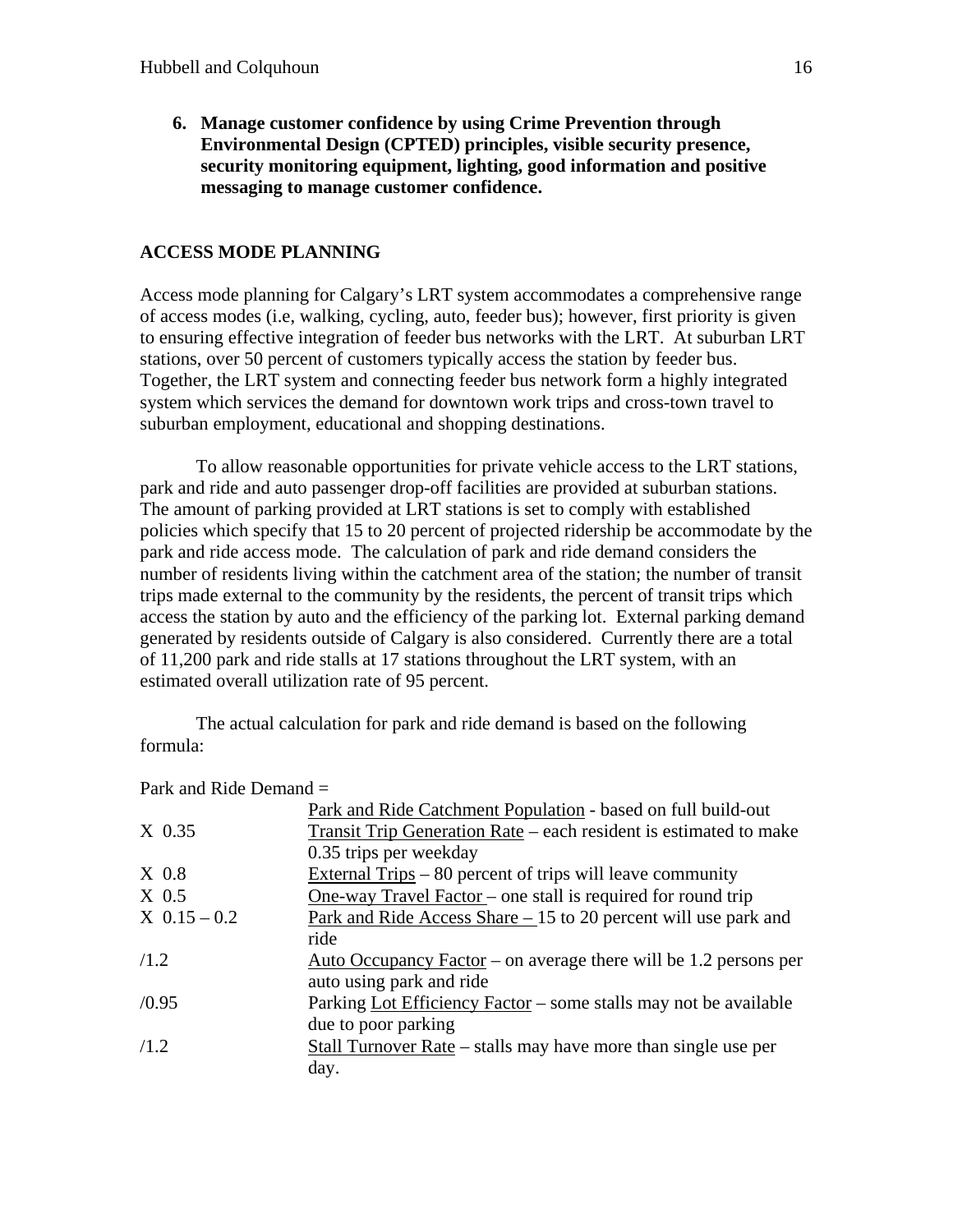6. **Manage customer confidence by using Crime Prevention through Environmental Design (CPTED) principles, visible security presence, security monitoring equipment, lighting, good information and positive messaging to manage customer confidence.**

## ACCESS MODE PLANNING

Access mode planning for Calgary's LRT system accommodates a comprehensive range of access modes (i.e, walking, cycling, auto, feeder bus); however, first priority is given to ensuring effective integration of feeder bus networks with the LRT. At suburban LRT stations, over 50 percent of customers typically access the station by feeder bus. Together, the LRT system and connecting feeder bus network form a highly integrated system which services the demand for downtown work trips and cross-town travel to suburban employment, educational and shopping destinations.

To allow reasonable opportunities for private vehicle access to the LRT stations, park and ride and auto passenger drop-off facilities are provided at suburban stations. The amount of parking provided at LRT stations is set to comply with established policies which specify that 15 to 20 percent of projected ridership be accommodate by the park and ride access mode. The calculation of park and ride demand considers the number of residents living within the catchment area of the station; the number of transit trips made external to the community by the residents, the percent of transit trips which access the station by auto and the efficiency of the parking lot. External parking demand generated by residents outside of Calgary is also considered. Currently there are a total of 11,200 park and ride stalls at 17 stations throughout the LRT system, with an estimated overall utilization rate of 95 percent.

The actual calculation for park and ride demand is based on the following formula:

Park and Ride Demand =

| | |
|---|---|
| | Park and Ride Catchment Population - based on full build-out |
| X 0.35 | Transit Trip Generation Rate – each resident is estimated to make 0.35 trips per weekday |
| X 0.8 | External Trips – 80 percent of trips will leave community |
| X 0.5 | One-way Travel Factor – one stall is required for round trip |
| X 0.15 – 0.2 | Park and Ride Access Share – 15 to 20 percent will use park and ride |
| /1.2 | Auto Occupancy Factor – on average there will be 1.2 persons per auto using park and ride |
| /0.95 | Parking Lot Efficiency Factor – some stalls may not be available due to poor parking |
| /1.2 | Stall Turnover Rate – stalls may have more than single use per day. |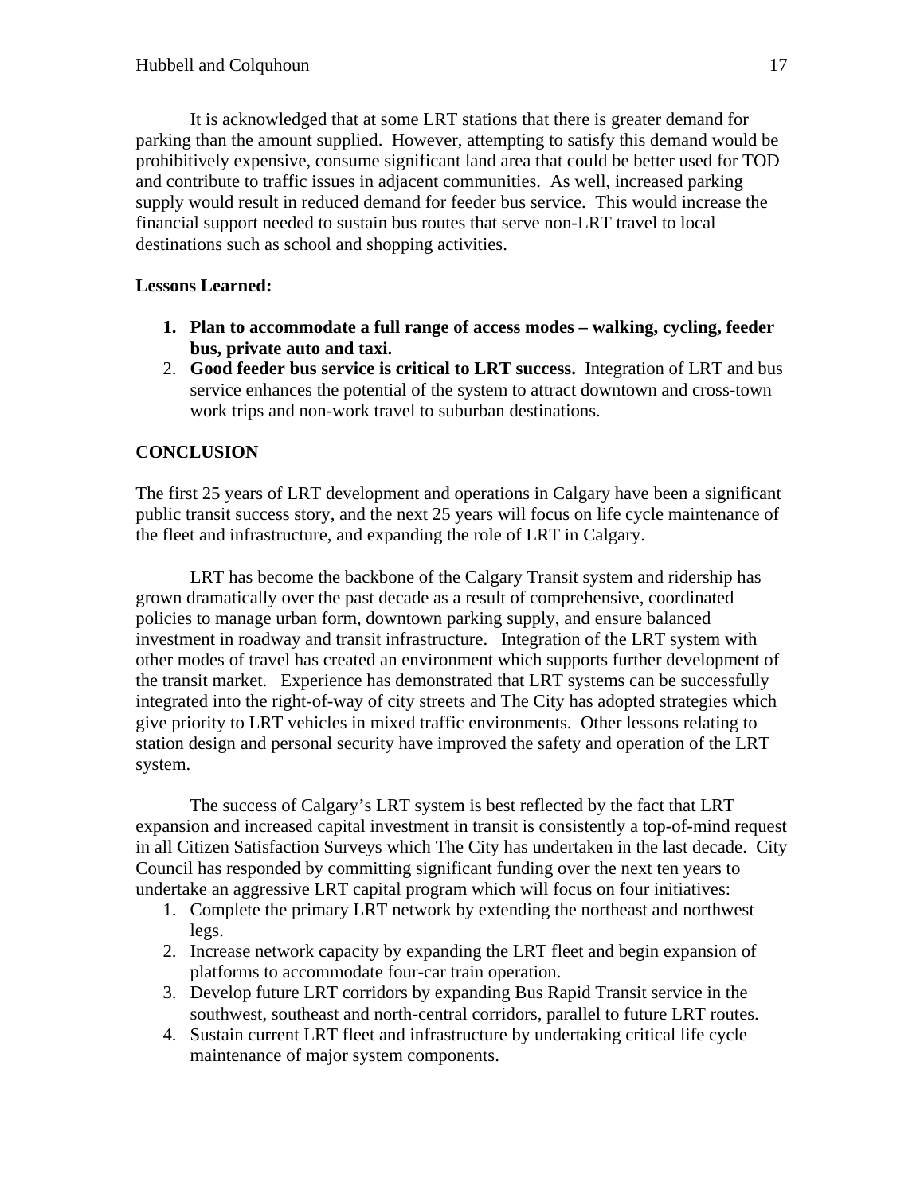It is acknowledged that at some LRT stations that there is greater demand for parking than the amount supplied. However, attempting to satisfy this demand would be prohibitively expensive, consume significant land area that could be better used for TOD and contribute to traffic issues in adjacent communities. As well, increased parking supply would result in reduced demand for feeder bus service. This would increase the financial support needed to sustain bus routes that serve non-LRT travel to local destinations such as school and shopping activities.

**Lessons Learned:**

1. **Plan to accommodate a full range of access modes – walking, cycling, feeder bus, private auto and taxi.**
2. **Good feeder bus service is critical to LRT success.** Integration of LRT and bus service enhances the potential of the system to attract downtown and cross-town work trips and non-work travel to suburban destinations.

## CONCLUSION

The first 25 years of LRT development and operations in Calgary have been a significant public transit success story, and the next 25 years will focus on life cycle maintenance of the fleet and infrastructure, and expanding the role of LRT in Calgary.

LRT has become the backbone of the Calgary Transit system and ridership has grown dramatically over the past decade as a result of comprehensive, coordinated policies to manage urban form, downtown parking supply, and ensure balanced investment in roadway and transit infrastructure. Integration of the LRT system with other modes of travel has created an environment which supports further development of the transit market. Experience has demonstrated that LRT systems can be successfully integrated into the right-of-way of city streets and The City has adopted strategies which give priority to LRT vehicles in mixed traffic environments. Other lessons relating to station design and personal security have improved the safety and operation of the LRT system.

The success of Calgary's LRT system is best reflected by the fact that LRT expansion and increased capital investment in transit is consistently a top-of-mind request in all Citizen Satisfaction Surveys which The City has undertaken in the last decade. City Council has responded by committing significant funding over the next ten years to undertake an aggressive LRT capital program which will focus on four initiatives:

1. Complete the primary LRT network by extending the northeast and northwest legs.
2. Increase network capacity by expanding the LRT fleet and begin expansion of platforms to accommodate four-car train operation.
3. Develop future LRT corridors by expanding Bus Rapid Transit service in the southwest, southeast and north-central corridors, parallel to future LRT routes.
4. Sustain current LRT fleet and infrastructure by undertaking critical life cycle maintenance of major system components.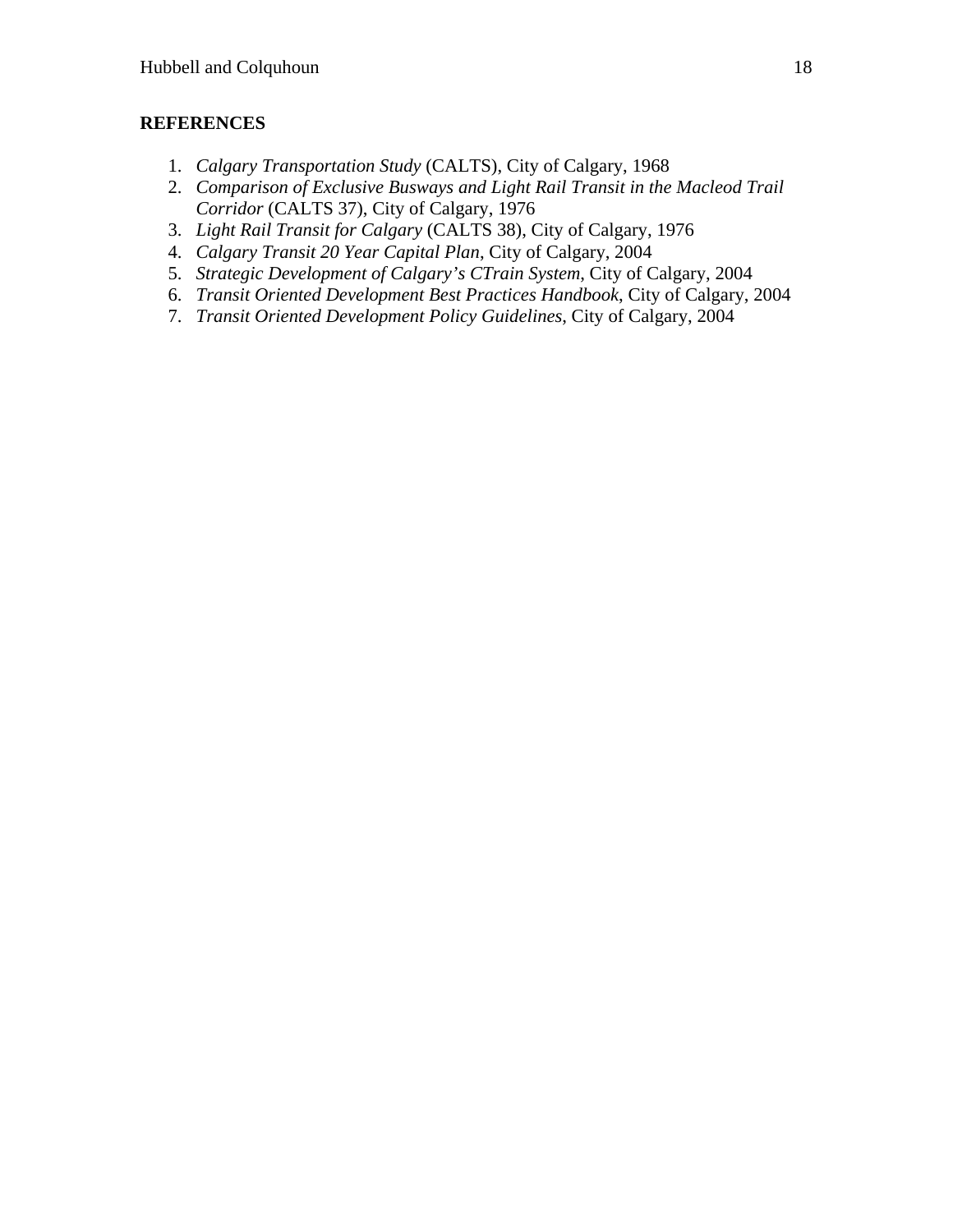## REFERENCES

1. *Calgary Transportation Study* (CALTS), City of Calgary, 1968
2. *Comparison of Exclusive Busways and Light Rail Transit in the Macleod Trail Corridor* (CALTS 37), City of Calgary, 1976
3. *Light Rail Transit for Calgary* (CALTS 38), City of Calgary, 1976
4. *Calgary Transit 20 Year Capital Plan*, City of Calgary, 2004
5. *Strategic Development of Calgary's CTrain System*, City of Calgary, 2004
6. *Transit Oriented Development Best Practices Handbook*, City of Calgary, 2004
7. *Transit Oriented Development Policy Guidelines*, City of Calgary, 2004